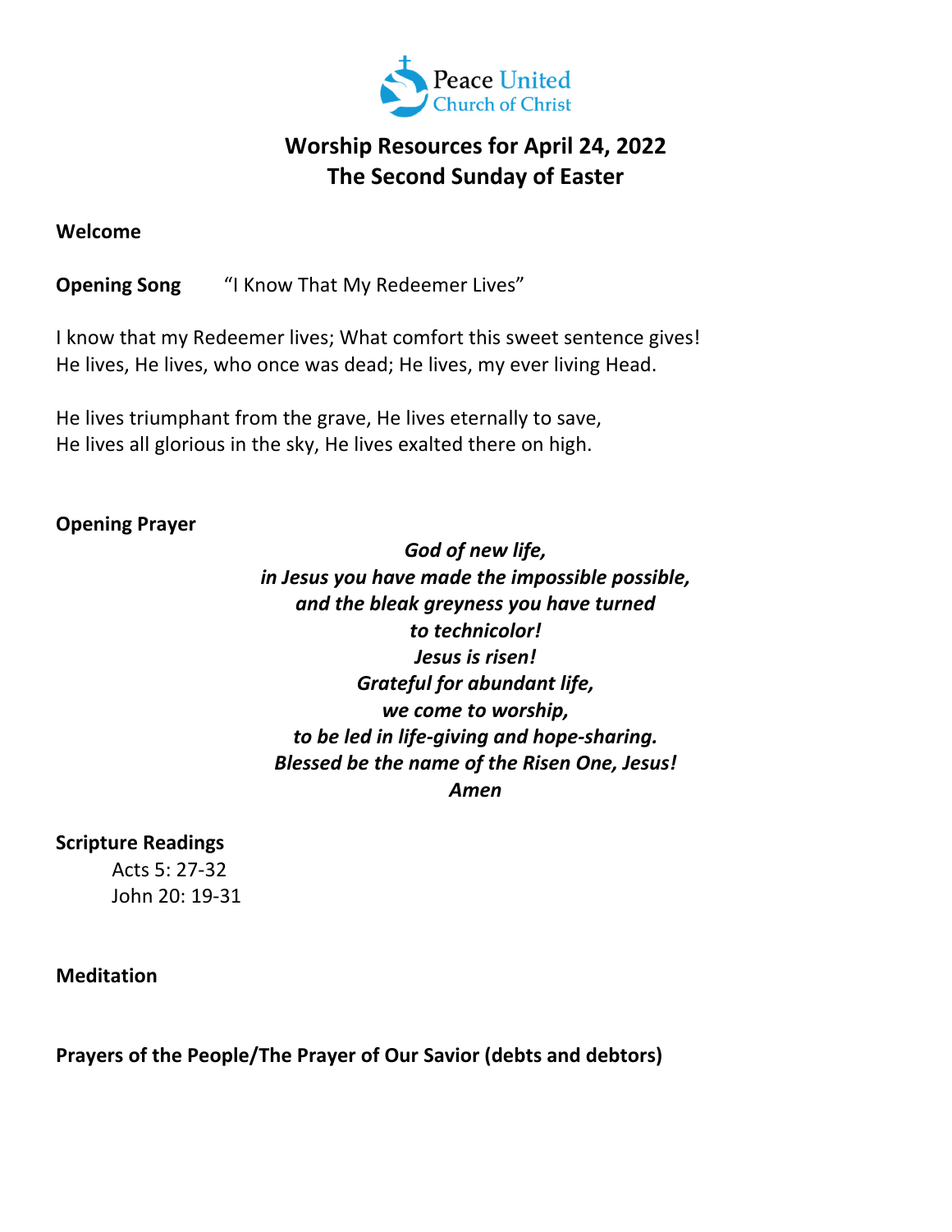Peace United Church of Christ

# Worship Resources for April 24, 2022
# The Second Sunday of Easter

**Welcome**

**Opening Song** “I Know That My Redeemer Lives”

I know that my Redeemer lives; What comfort this sweet sentence gives!
He lives, He lives, who once was dead; He lives, my ever living Head.

He lives triumphant from the grave, He lives eternally to save,
He lives all glorious in the sky, He lives exalted there on high.

**Opening Prayer**

***God of new life,***
***in Jesus you have made the impossible possible,***
***and the bleak greyness you have turned***
***to technicolor!***
***Jesus is risen!***
***Grateful for abundant life,***
***we come to worship,***
***to be led in life-giving and hope-sharing.***
***Blessed be the name of the Risen One, Jesus!***
***Amen***

**Scripture Readings**

Acts 5: 27-32
John 20: 19-31

**Meditation**

**Prayers of the People/The Prayer of Our Savior (debts and debtors)**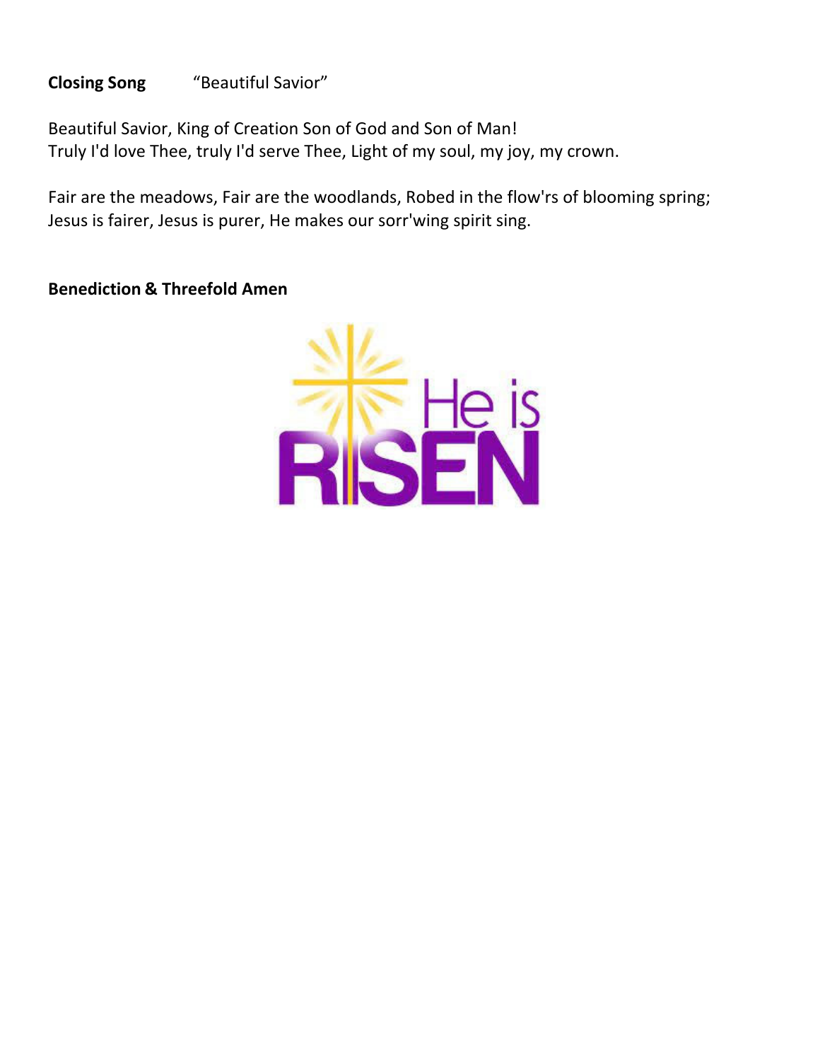**Closing Song** "Beautiful Savior"

Beautiful Savior, King of Creation Son of God and Son of Man!
Truly I'd love Thee, truly I'd serve Thee, Light of my soul, my joy, my crown.

Fair are the meadows, Fair are the woodlands, Robed in the flow'rs of blooming spring;
Jesus is fairer, Jesus is purer, He makes our sorr'wing spirit sing.

**Benediction & Threefold Amen**

He is RISEN